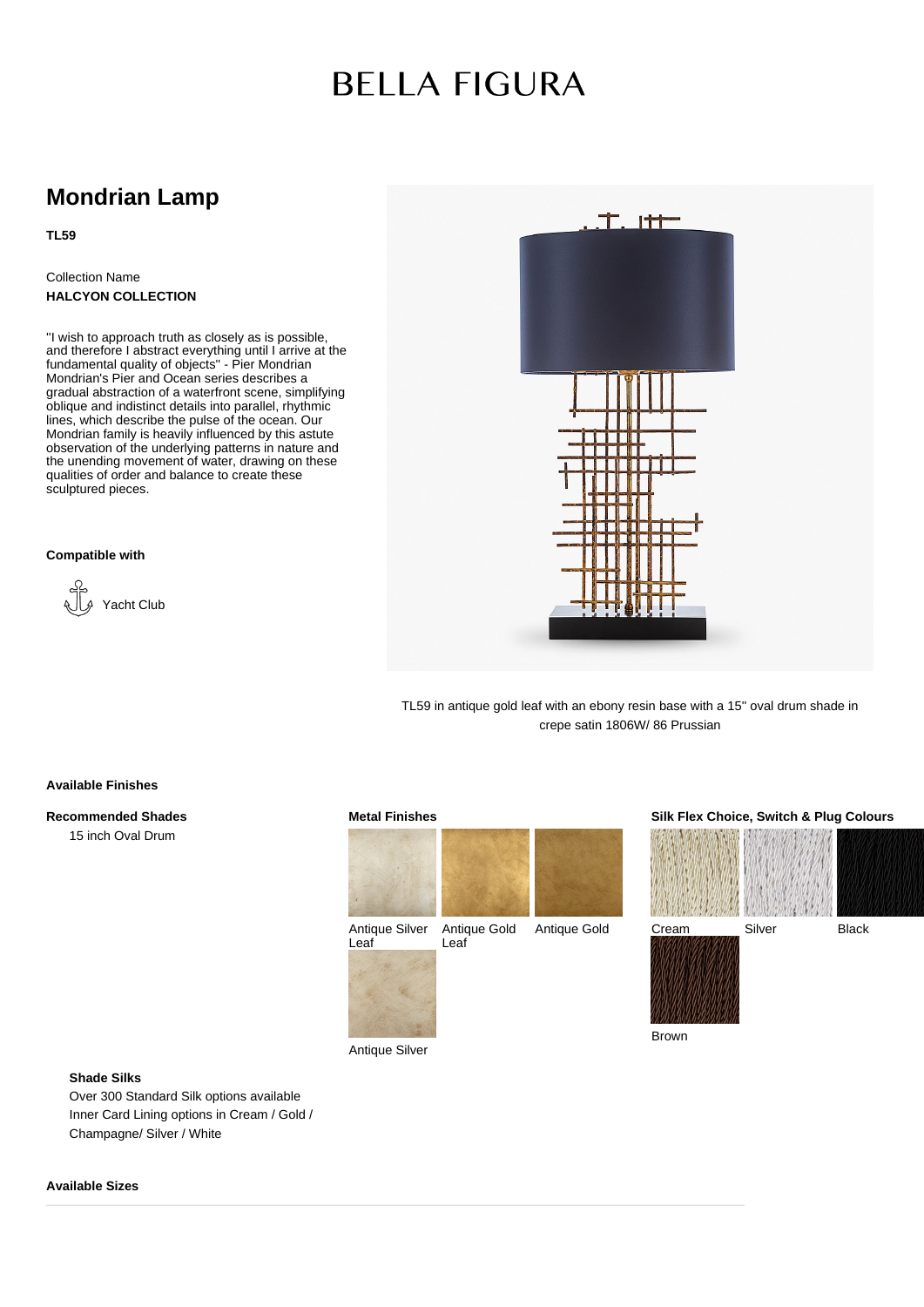# BELLA FIGURA

## Mondrian Lamp

**TL59**

Collection Name

**HALCYON COLLECTION**

"I wish to approach truth as closely as is possible, and therefore I abstract everything until I arrive at the fundamental quality of objects" - Pier Mondrian
Mondrian's Pier and Ocean series describes a gradual abstraction of a waterfront scene, simplifying oblique and indistinct details into parallel, rhythmic lines, which describe the pulse of the ocean. Our Mondrian family is heavily influenced by this astute observation of the underlying patterns in nature and the unending movement of water, drawing on these qualities of order and balance to create these sculptured pieces.

**Compatible with**

Yacht Club

TL59 in antique gold leaf with an ebony resin base with a 15" oval drum shade in crepe satin 1806W/ 86 Prussian

### Available Finishes

**Recommended Shades**

15 inch Oval Drum

**Metal Finishes**

- Antique Silver Leaf
- Antique Gold Leaf
- Antique Gold
- Antique Silver

**Silk Flex Choice, Switch & Plug Colours**

- Cream
- Silver
- Black
- Brown

**Shade Silks**

Over 300 Standard Silk options available
Inner Card Lining options in Cream / Gold / Champagne/ Silver / White

### Available Sizes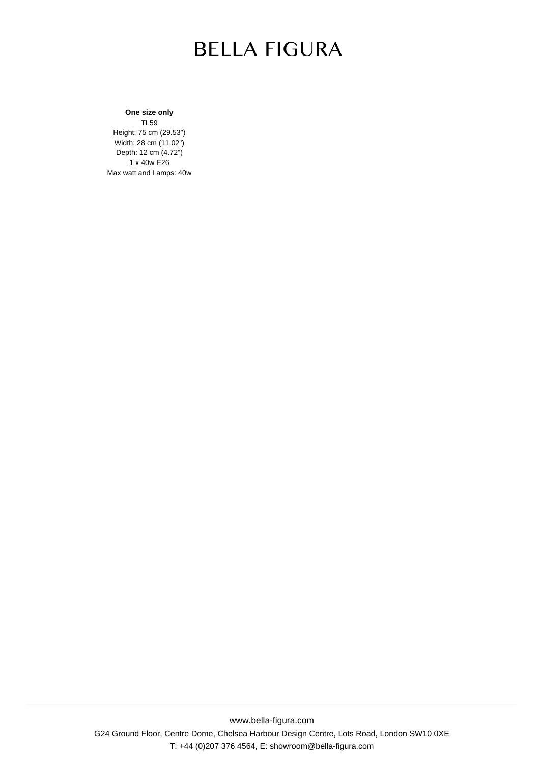# BELLA FIGURA

**One size only**

TL59

Height: 75 cm (29.53")

Width: 28 cm (11.02")

Depth: 12 cm (4.72")

1 x 40w E26

Max watt and Lamps: 40w

www.bella-figura.com

G24 Ground Floor, Centre Dome, Chelsea Harbour Design Centre, Lots Road, London SW10 0XE

T: +44 (0)207 376 4564, E: showroom@bella-figura.com